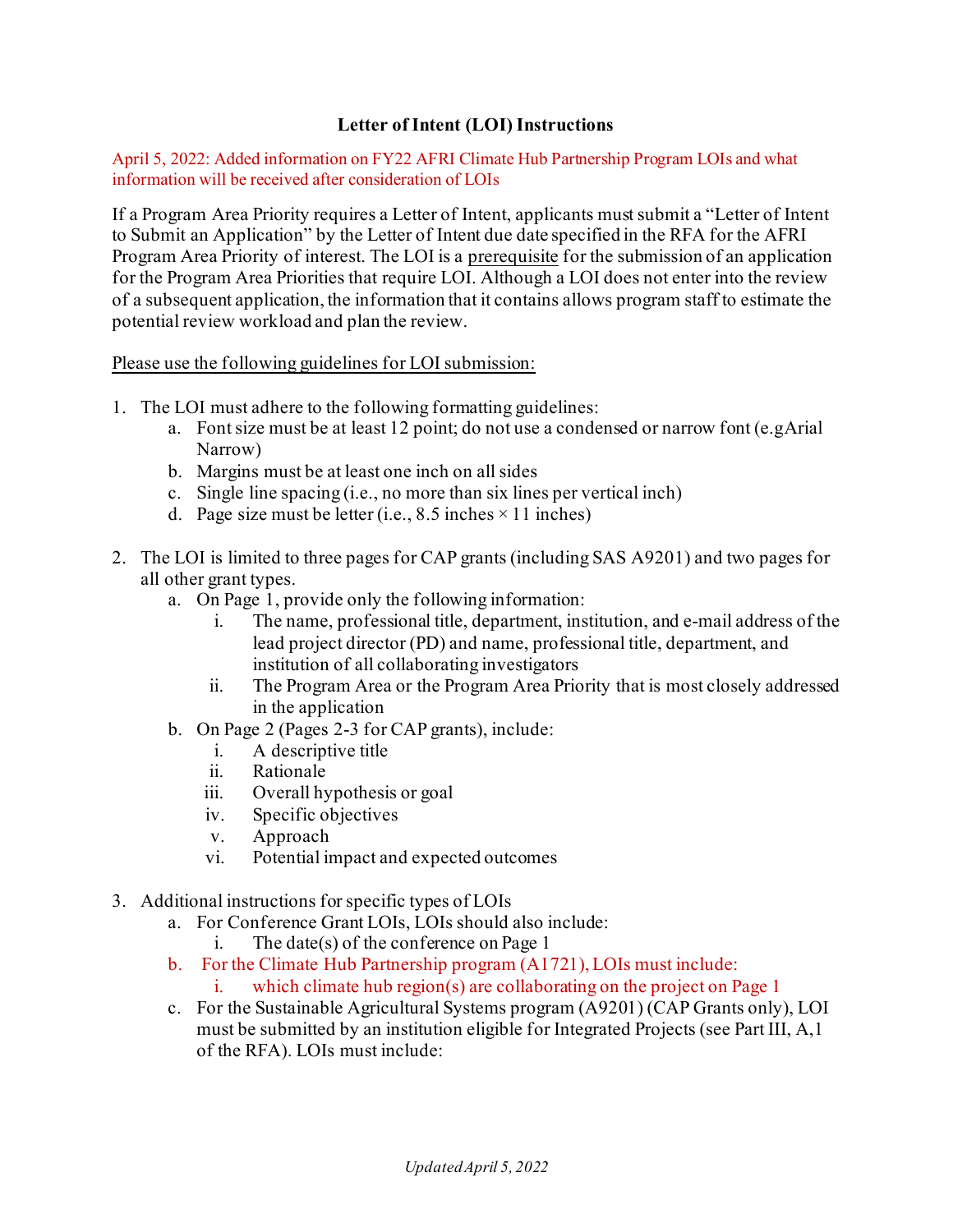# Letter of Intent (LOI) Instructions

April 5, 2022: Added information on FY22 AFRI Climate Hub Partnership Program LOIs and what information will be received after consideration of LOIs

If a Program Area Priority requires a Letter of Intent, applicants must submit a "Letter of Intent to Submit an Application" by the Letter of Intent due date specified in the RFA for the AFRI Program Area Priority of interest. The LOI is a prerequisite for the submission of an application for the Program Area Priorities that require LOI. Although a LOI does not enter into the review of a subsequent application, the information that it contains allows program staff to estimate the potential review workload and plan the review.

Please use the following guidelines for LOI submission:

1. The LOI must adhere to the following formatting guidelines:
   a. Font size must be at least 12 point; do not use a condensed or narrow font (e.g Arial Narrow)
   b. Margins must be at least one inch on all sides
   c. Single line spacing (i.e., no more than six lines per vertical inch)
   d. Page size must be letter (i.e., 8.5 inches × 11 inches)

2. The LOI is limited to three pages for CAP grants (including SAS A9201) and two pages for all other grant types.
   a. On Page 1, provide only the following information:
      i. The name, professional title, department, institution, and e-mail address of the lead project director (PD) and name, professional title, department, and institution of all collaborating investigators
      ii. The Program Area or the Program Area Priority that is most closely addressed in the application
   b. On Page 2 (Pages 2-3 for CAP grants), include:
      i. A descriptive title
      ii. Rationale
      iii. Overall hypothesis or goal
      iv. Specific objectives
      v. Approach
      vi. Potential impact and expected outcomes

3. Additional instructions for specific types of LOIs
   a. For Conference Grant LOIs, LOIs should also include:
      i. The date(s) of the conference on Page 1
   b. For the Climate Hub Partnership program (A1721), LOIs must include:
      i. which climate hub region(s) are collaborating on the project on Page 1
   c. For the Sustainable Agricultural Systems program (A9201) (CAP Grants only), LOI must be submitted by an institution eligible for Integrated Projects (see Part III, A,1 of the RFA). LOIs must include: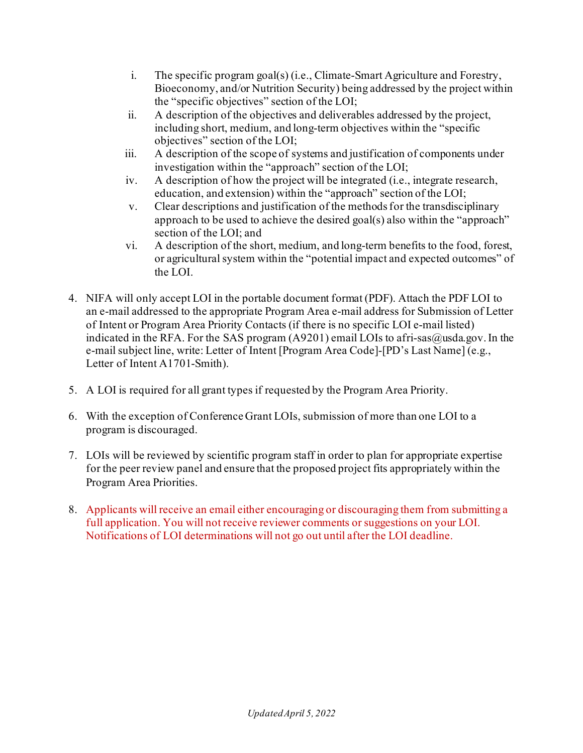i. The specific program goal(s) (i.e., Climate-Smart Agriculture and Forestry, Bioeconomy, and/or Nutrition Security) being addressed by the project within the "specific objectives" section of the LOI;
   ii. A description of the objectives and deliverables addressed by the project, including short, medium, and long-term objectives within the "specific objectives" section of the LOI;
   iii. A description of the scope of systems and justification of components under investigation within the "approach" section of the LOI;
   iv. A description of how the project will be integrated (i.e., integrate research, education, and extension) within the "approach" section of the LOI;
   v. Clear descriptions and justification of the methods for the transdisciplinary approach to be used to achieve the desired goal(s) also within the "approach" section of the LOI; and
   vi. A description of the short, medium, and long-term benefits to the food, forest, or agricultural system within the "potential impact and expected outcomes" of the LOI.

4. NIFA will only accept LOI in the portable document format (PDF). Attach the PDF LOI to an e-mail addressed to the appropriate Program Area e-mail address for Submission of Letter of Intent or Program Area Priority Contacts (if there is no specific LOI e-mail listed) indicated in the RFA. For the SAS program (A9201) email LOIs to afri-sas@usda.gov. In the e-mail subject line, write: Letter of Intent [Program Area Code]-[PD's Last Name] (e.g., Letter of Intent A1701-Smith).

5. A LOI is required for all grant types if requested by the Program Area Priority.

6. With the exception of Conference Grant LOIs, submission of more than one LOI to a program is discouraged.

7. LOIs will be reviewed by scientific program staff in order to plan for appropriate expertise for the peer review panel and ensure that the proposed project fits appropriately within the Program Area Priorities.

8. Applicants will receive an email either encouraging or discouraging them from submitting a full application. You will not receive reviewer comments or suggestions on your LOI. Notifications of LOI determinations will not go out until after the LOI deadline.

*Updated April 5, 2022*